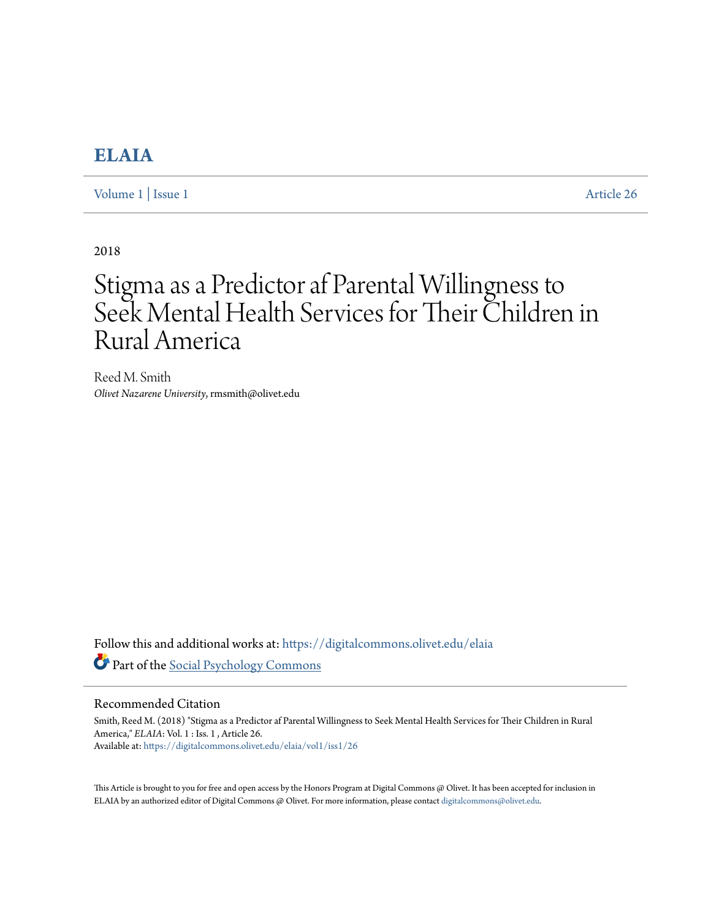# ELAIA

Volume 1 | Issue 1 Article 26

2018

# Stigma as a Predictor af Parental Willingness to Seek Mental Health Services for Their Children in Rural America

Reed M. Smith
*Olivet Nazarene University*, rmsmith@olivet.edu

Follow this and additional works at: https://digitalcommons.olivet.edu/elaia

Part of the Social Psychology Commons

## Recommended Citation

Smith, Reed M. (2018) "Stigma as a Predictor af Parental Willingness to Seek Mental Health Services for Their Children in Rural America," *ELAIA*: Vol. 1 : Iss. 1 , Article 26.
Available at: https://digitalcommons.olivet.edu/elaia/vol1/iss1/26

This Article is brought to you for free and open access by the Honors Program at Digital Commons @ Olivet. It has been accepted for inclusion in ELAIA by an authorized editor of Digital Commons @ Olivet. For more information, please contact digitalcommons@olivet.edu.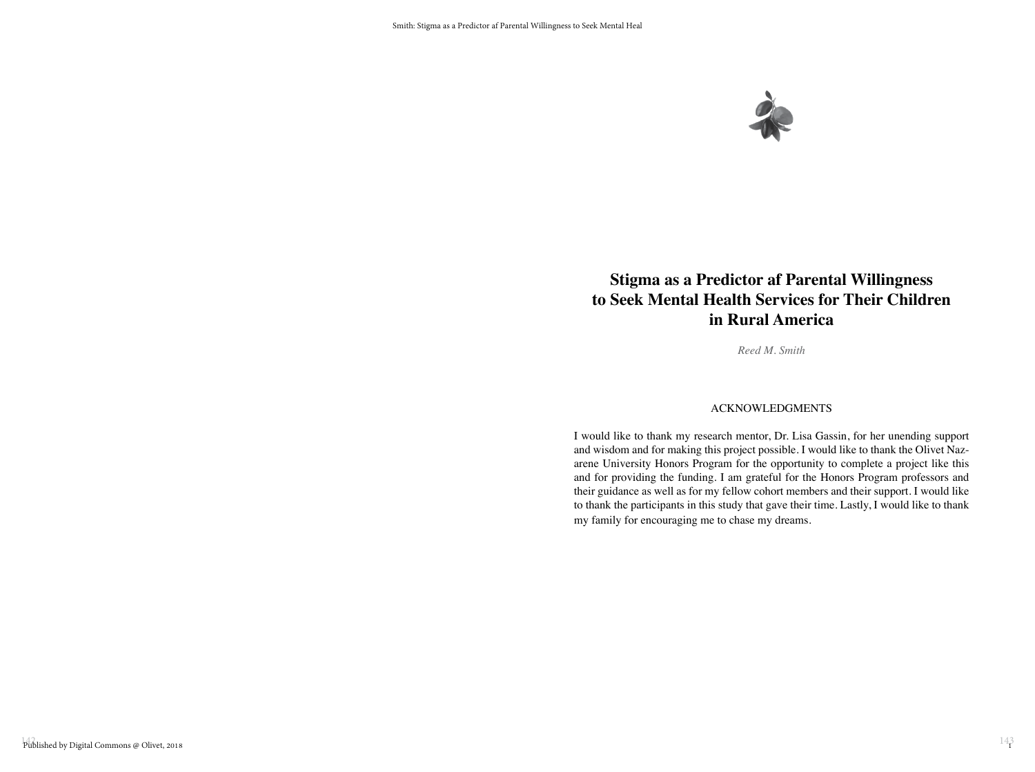# Stigma as a Predictor af Parental Willingness to Seek Mental Health Services for Their Children in Rural America

*Reed M. Smith*

## ACKNOWLEDGMENTS

I would like to thank my research mentor, Dr. Lisa Gassin, for her unending support and wisdom and for making this project possible. I would like to thank the Olivet Nazarene University Honors Program for the opportunity to complete a project like this and for providing the funding. I am grateful for the Honors Program professors and their guidance as well as for my fellow cohort members and their support. I would like to thank the participants in this study that gave their time. Lastly, I would like to thank my family for encouraging me to chase my dreams.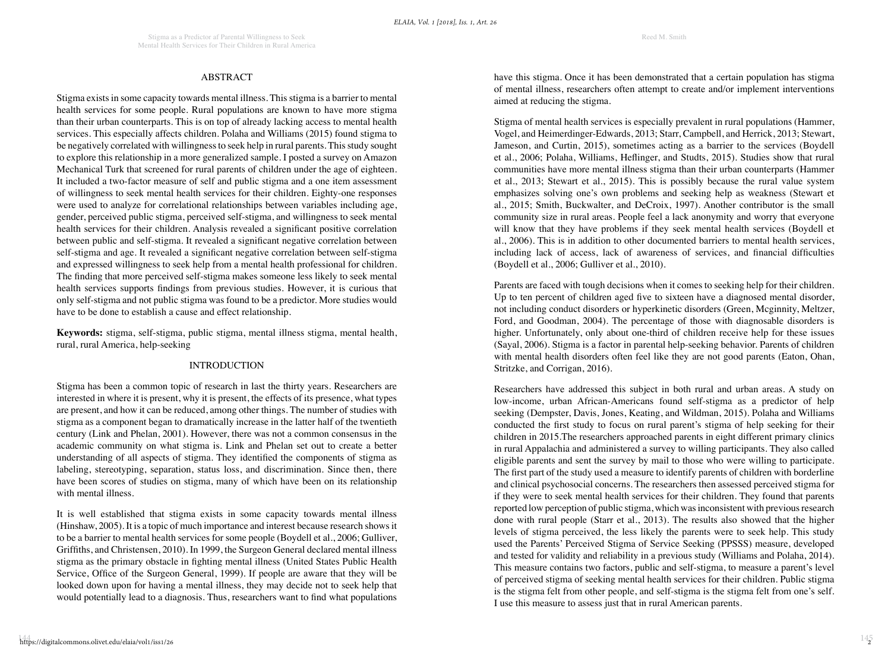## ABSTRACT

Stigma exists in some capacity towards mental illness. This stigma is a barrier to mental health services for some people. Rural populations are known to have more stigma than their urban counterparts. This is on top of already lacking access to mental health services. This especially affects children. Polaha and Williams (2015) found stigma to be negatively correlated with willingness to seek help in rural parents. This study sought to explore this relationship in a more generalized sample. I posted a survey on Amazon Mechanical Turk that screened for rural parents of children under the age of eighteen. It included a two-factor measure of self and public stigma and a one item assessment of willingness to seek mental health services for their children. Eighty-one responses were used to analyze for correlational relationships between variables including age, gender, perceived public stigma, perceived self-stigma, and willingness to seek mental health services for their children. Analysis revealed a significant positive correlation between public and self-stigma. It revealed a significant negative correlation between self-stigma and age. It revealed a significant negative correlation between self-stigma and expressed willingness to seek help from a mental health professional for children. The finding that more perceived self-stigma makes someone less likely to seek mental health services supports findings from previous studies. However, it is curious that only self-stigma and not public stigma was found to be a predictor. More studies would have to be done to establish a cause and effect relationship.

**Keywords:** stigma, self-stigma, public stigma, mental illness stigma, mental health, rural, rural America, help-seeking

## INTRODUCTION

Stigma has been a common topic of research in last the thirty years. Researchers are interested in where it is present, why it is present, the effects of its presence, what types are present, and how it can be reduced, among other things. The number of studies with stigma as a component began to dramatically increase in the latter half of the twentieth century (Link and Phelan, 2001). However, there was not a common consensus in the academic community on what stigma is. Link and Phelan set out to create a better understanding of all aspects of stigma. They identified the components of stigma as labeling, stereotyping, separation, status loss, and discrimination. Since then, there have been scores of studies on stigma, many of which have been on its relationship with mental illness.

It is well established that stigma exists in some capacity towards mental illness (Hinshaw, 2005). It is a topic of much importance and interest because research shows it to be a barrier to mental health services for some people (Boydell et al., 2006; Gulliver, Griffiths, and Christensen, 2010). In 1999, the Surgeon General declared mental illness stigma as the primary obstacle in fighting mental illness (United States Public Health Service, Office of the Surgeon General, 1999). If people are aware that they will be looked down upon for having a mental illness, they may decide not to seek help that would potentially lead to a diagnosis. Thus, researchers want to find what populations have this stigma. Once it has been demonstrated that a certain population has stigma of mental illness, researchers often attempt to create and/or implement interventions aimed at reducing the stigma.

Stigma of mental health services is especially prevalent in rural populations (Hammer, Vogel, and Heimerdinger-Edwards, 2013; Starr, Campbell, and Herrick, 2013; Stewart, Jameson, and Curtin, 2015), sometimes acting as a barrier to the services (Boydell et al., 2006; Polaha, Williams, Heflinger, and Studts, 2015). Studies show that rural communities have more mental illness stigma than their urban counterparts (Hammer et al., 2013; Stewart et al., 2015). This is possibly because the rural value system emphasizes solving one's own problems and seeking help as weakness (Stewart et al., 2015; Smith, Buckwalter, and DeCroix, 1997). Another contributor is the small community size in rural areas. People feel a lack anonymity and worry that everyone will know that they have problems if they seek mental health services (Boydell et al., 2006). This is in addition to other documented barriers to mental health services, including lack of access, lack of awareness of services, and financial difficulties (Boydell et al., 2006; Gulliver et al., 2010).

Parents are faced with tough decisions when it comes to seeking help for their children. Up to ten percent of children aged five to sixteen have a diagnosed mental disorder, not including conduct disorders or hyperkinetic disorders (Green, Mcginnity, Meltzer, Ford, and Goodman, 2004). The percentage of those with diagnosable disorders is higher. Unfortunately, only about one-third of children receive help for these issues (Sayal, 2006). Stigma is a factor in parental help-seeking behavior. Parents of children with mental health disorders often feel like they are not good parents (Eaton, Ohan, Stritzke, and Corrigan, 2016).

Researchers have addressed this subject in both rural and urban areas. A study on low-income, urban African-Americans found self-stigma as a predictor of help seeking (Dempster, Davis, Jones, Keating, and Wildman, 2015). Polaha and Williams conducted the first study to focus on rural parent's stigma of help seeking for their children in 2015.The researchers approached parents in eight different primary clinics in rural Appalachia and administered a survey to willing participants. They also called eligible parents and sent the survey by mail to those who were willing to participate. The first part of the study used a measure to identify parents of children with borderline and clinical psychosocial concerns. The researchers then assessed perceived stigma for if they were to seek mental health services for their children. They found that parents reported low perception of public stigma, which was inconsistent with previous research done with rural people (Starr et al., 2013). The results also showed that the higher levels of stigma perceived, the less likely the parents were to seek help. This study used the Parents' Perceived Stigma of Service Seeking (PPSSS) measure, developed and tested for validity and reliability in a previous study (Williams and Polaha, 2014). This measure contains two factors, public and self-stigma, to measure a parent's level of perceived stigma of seeking mental health services for their children. Public stigma is the stigma felt from other people, and self-stigma is the stigma felt from one's self. I use this measure to assess just that in rural American parents.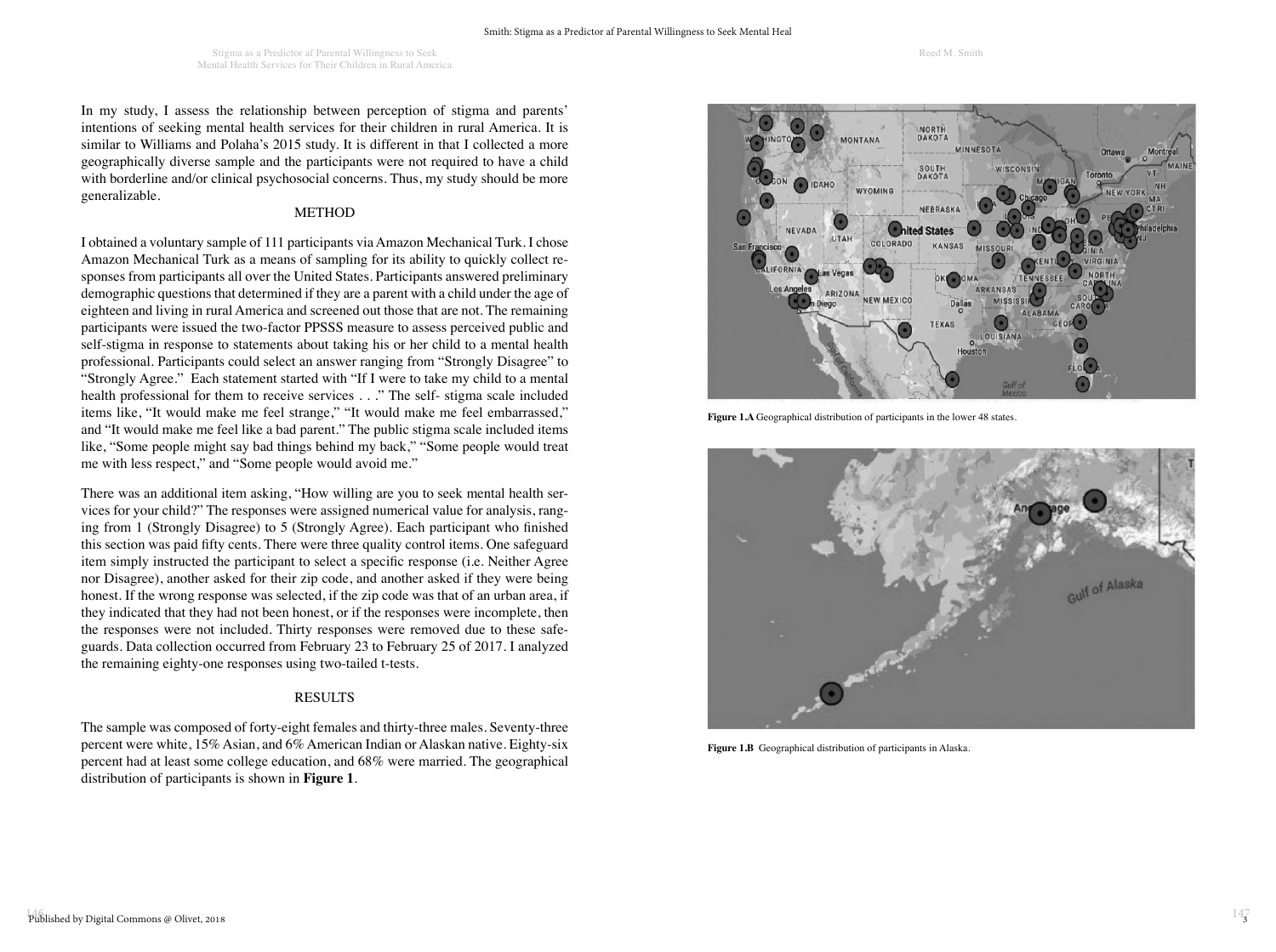In my study, I assess the relationship between perception of stigma and parents' intentions of seeking mental health services for their children in rural America. It is similar to Williams and Polaha's 2015 study. It is different in that I collected a more geographically diverse sample and the participants were not required to have a child with borderline and/or clinical psychosocial concerns. Thus, my study should be more generalizable.

## METHOD

I obtained a voluntary sample of 111 participants via Amazon Mechanical Turk. I chose Amazon Mechanical Turk as a means of sampling for its ability to quickly collect responses from participants all over the United States. Participants answered preliminary demographic questions that determined if they are a parent with a child under the age of eighteen and living in rural America and screened out those that are not. The remaining participants were issued the two-factor PPSSS measure to assess perceived public and self-stigma in response to statements about taking his or her child to a mental health professional. Participants could select an answer ranging from "Strongly Disagree" to "Strongly Agree." Each statement started with "If I were to take my child to a mental health professional for them to receive services . . ." The self- stigma scale included items like, "It would make me feel strange," "It would make me feel embarrassed," and "It would make me feel like a bad parent." The public stigma scale included items like, "Some people might say bad things behind my back," "Some people would treat me with less respect," and "Some people would avoid me."

There was an additional item asking, "How willing are you to seek mental health services for your child?" The responses were assigned numerical value for analysis, ranging from 1 (Strongly Disagree) to 5 (Strongly Agree). Each participant who finished this section was paid fifty cents. There were three quality control items. One safeguard item simply instructed the participant to select a specific response (i.e. Neither Agree nor Disagree), another asked for their zip code, and another asked if they were being honest. If the wrong response was selected, if the zip code was that of an urban area, if they indicated that they had not been honest, or if the responses were incomplete, then the responses were not included. Thirty responses were removed due to these safeguards. Data collection occurred from February 23 to February 25 of 2017. I analyzed the remaining eighty-one responses using two-tailed t-tests.

## RESULTS

The sample was composed of forty-eight females and thirty-three males. Seventy-three percent were white, 15% Asian, and 6% American Indian or Alaskan native. Eighty-six percent had at least some college education, and 68% were married. The geographical distribution of participants is shown in **Figure 1**.

**Figure 1.A** Geographical distribution of participants in the lower 48 states.

**Figure 1.B** Geographical distribution of participants in Alaska.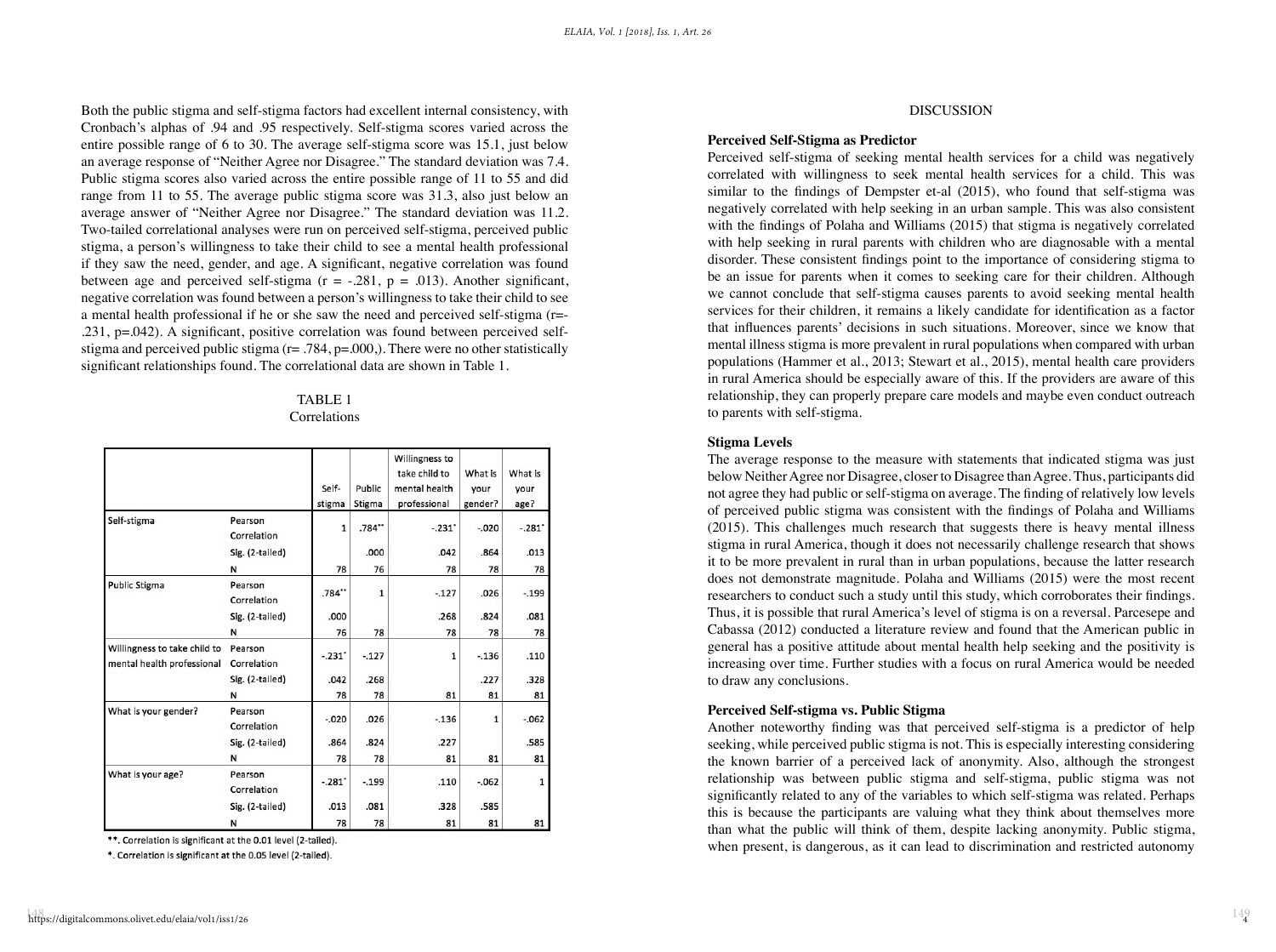Both the public stigma and self-stigma factors had excellent internal consistency, with Cronbach's alphas of .94 and .95 respectively. Self-stigma scores varied across the entire possible range of 6 to 30. The average self-stigma score was 15.1, just below an average response of "Neither Agree nor Disagree." The standard deviation was 7.4. Public stigma scores also varied across the entire possible range of 11 to 55 and did range from 11 to 55. The average public stigma score was 31.3, also just below an average answer of "Neither Agree nor Disagree." The standard deviation was 11.2. Two-tailed correlational analyses were run on perceived self-stigma, perceived public stigma, a person's willingness to take their child to see a mental health professional if they saw the need, gender, and age. A significant, negative correlation was found between age and perceived self-stigma ($r = -.281$, $p = .013$). Another significant, negative correlation was found between a person's willingness to take their child to see a mental health professional if he or she saw the need and perceived self-stigma ($r=-.231$, $p=.042$). A significant, positive correlation was found between perceived self-stigma and perceived public stigma ($r= .784$, $p=.000$,). There were no other statistically significant relationships found. The correlational data are shown in Table 1.

TABLE 1
Correlations

| | | Self-stigma | Public Stigma | Willingness to take child to mental health professional | What is your gender? | What is your age? |
|---|---|---|---|---|---|---|
| Self-stigma | Pearson Correlation | 1 | .784** | -.231* | -.020 | -.281* |
| | Sig. (2-tailed) | | .000 | .042 | .864 | .013 |
| | N | 78 | 76 | 78 | 78 | 78 |
| Public Stigma | Pearson Correlation | .784** | 1 | -.127 | .026 | -.199 |
| | Sig. (2-tailed) | .000 | | .268 | .824 | .081 |
| | N | 76 | 78 | 78 | 78 | 78 |
| Willingness to take child to mental health professional | Pearson Correlation | -.231* | -.127 | 1 | -.136 | .110 |
| | Sig. (2-tailed) | .042 | .268 | | .227 | .328 |
| | N | 78 | 78 | 81 | 81 | 81 |
| What is your gender? | Pearson Correlation | -.020 | .026 | -.136 | 1 | -.062 |
| | Sig. (2-tailed) | .864 | .824 | .227 | | .585 |
| | N | 78 | 78 | 81 | 81 | 81 |
| What is your age? | Pearson Correlation | -.281* | -.199 | .110 | -.062 | 1 |
| | Sig. (2-tailed) | .013 | .081 | .328 | .585 | |
| | N | 78 | 78 | 81 | 81 | 81 |

**. Correlation is significant at the 0.01 level (2-tailed).

*. Correlation is significant at the 0.05 level (2-tailed).

## DISCUSSION

### Perceived Self-Stigma as Predictor

Perceived self-stigma of seeking mental health services for a child was negatively correlated with willingness to seek mental health services for a child. This was similar to the findings of Dempster et-al (2015), who found that self-stigma was negatively correlated with help seeking in an urban sample. This was also consistent with the findings of Polaha and Williams (2015) that stigma is negatively correlated with help seeking in rural parents with children who are diagnosable with a mental disorder. These consistent findings point to the importance of considering stigma to be an issue for parents when it comes to seeking care for their children. Although we cannot conclude that self-stigma causes parents to avoid seeking mental health services for their children, it remains a likely candidate for identification as a factor that influences parents' decisions in such situations. Moreover, since we know that mental illness stigma is more prevalent in rural populations when compared with urban populations (Hammer et al., 2013; Stewart et al., 2015), mental health care providers in rural America should be especially aware of this. If the providers are aware of this relationship, they can properly prepare care models and maybe even conduct outreach to parents with self-stigma.

### Stigma Levels

The average response to the measure with statements that indicated stigma was just below Neither Agree nor Disagree, closer to Disagree than Agree. Thus, participants did not agree they had public or self-stigma on average. The finding of relatively low levels of perceived public stigma was consistent with the findings of Polaha and Williams (2015). This challenges much research that suggests there is heavy mental illness stigma in rural America, though it does not necessarily challenge research that shows it to be more prevalent in rural than in urban populations, because the latter research does not demonstrate magnitude. Polaha and Williams (2015) were the most recent researchers to conduct such a study until this study, which corroborates their findings. Thus, it is possible that rural America's level of stigma is on a reversal. Parcesepe and Cabassa (2012) conducted a literature review and found that the American public in general has a positive attitude about mental health help seeking and the positivity is increasing over time. Further studies with a focus on rural America would be needed to draw any conclusions.

### Perceived Self-stigma vs. Public Stigma

Another noteworthy finding was that perceived self-stigma is a predictor of help seeking, while perceived public stigma is not. This is especially interesting considering the known barrier of a perceived lack of anonymity. Also, although the strongest relationship was between public stigma and self-stigma, public stigma was not significantly related to any of the variables to which self-stigma was related. Perhaps this is because the participants are valuing what they think about themselves more than what the public will think of them, despite lacking anonymity. Public stigma, when present, is dangerous, as it can lead to discrimination and restricted autonomy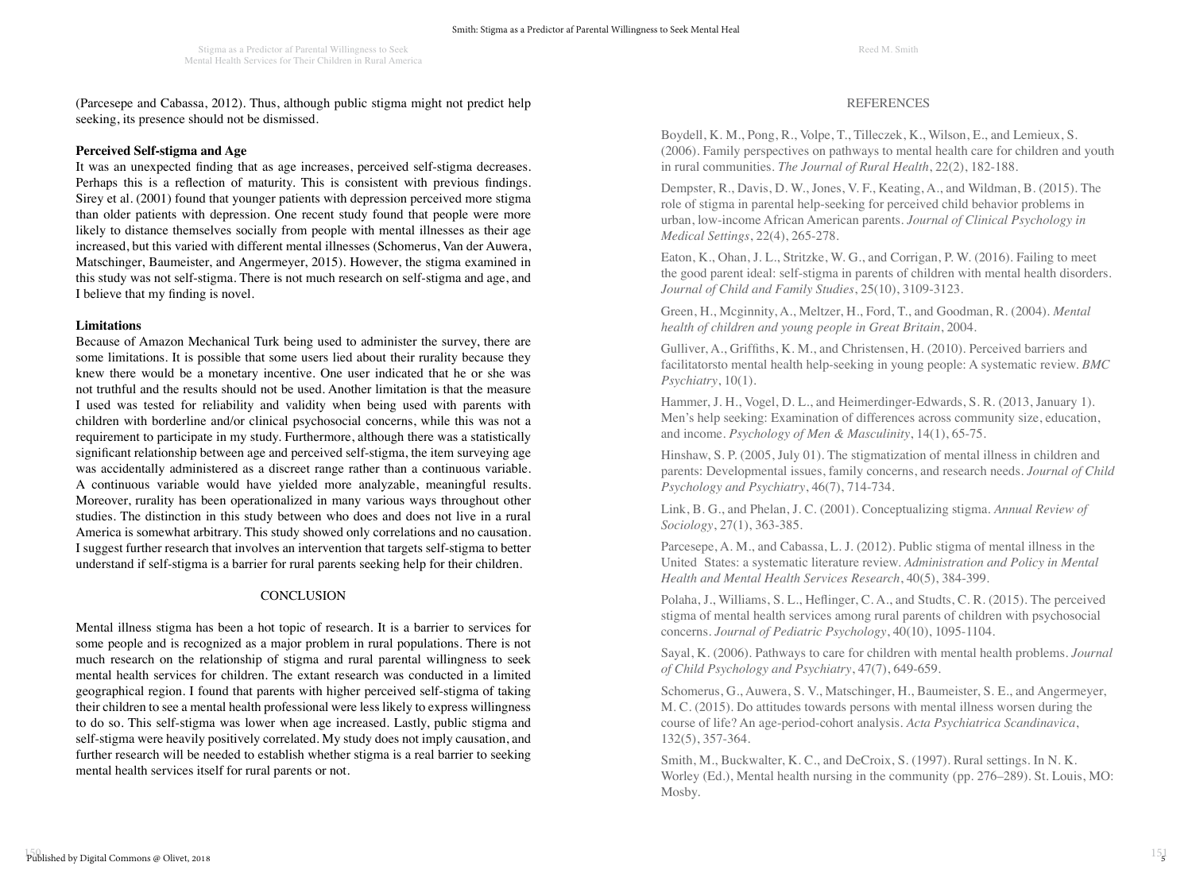(Parcesepe and Cabassa, 2012). Thus, although public stigma might not predict help seeking, its presence should not be dismissed.

**Perceived Self-stigma and Age**

It was an unexpected finding that as age increases, perceived self-stigma decreases. Perhaps this is a reflection of maturity. This is consistent with previous findings. Sirey et al. (2001) found that younger patients with depression perceived more stigma than older patients with depression. One recent study found that people were more likely to distance themselves socially from people with mental illnesses as their age increased, but this varied with different mental illnesses (Schomerus, Van der Auwera, Matschinger, Baumeister, and Angermeyer, 2015). However, the stigma examined in this study was not self-stigma. There is not much research on self-stigma and age, and I believe that my finding is novel.

**Limitations**

Because of Amazon Mechanical Turk being used to administer the survey, there are some limitations. It is possible that some users lied about their rurality because they knew there would be a monetary incentive. One user indicated that he or she was not truthful and the results should not be used. Another limitation is that the measure I used was tested for reliability and validity when being used with parents with children with borderline and/or clinical psychosocial concerns, while this was not a requirement to participate in my study. Furthermore, although there was a statistically significant relationship between age and perceived self-stigma, the item surveying age was accidentally administered as a discreet range rather than a continuous variable. A continuous variable would have yielded more analyzable, meaningful results. Moreover, rurality has been operationalized in many various ways throughout other studies. The distinction in this study between who does and does not live in a rural America is somewhat arbitrary. This study showed only correlations and no causation. I suggest further research that involves an intervention that targets self-stigma to better understand if self-stigma is a barrier for rural parents seeking help for their children.

## CONCLUSION

Mental illness stigma has been a hot topic of research. It is a barrier to services for some people and is recognized as a major problem in rural populations. There is not much research on the relationship of stigma and rural parental willingness to seek mental health services for children. The extant research was conducted in a limited geographical region. I found that parents with higher perceived self-stigma of taking their children to see a mental health professional were less likely to express willingness to do so. This self-stigma was lower when age increased. Lastly, public stigma and self-stigma were heavily positively correlated. My study does not imply causation, and further research will be needed to establish whether stigma is a real barrier to seeking mental health services itself for rural parents or not.

## REFERENCES

Boydell, K. M., Pong, R., Volpe, T., Tilleczek, K., Wilson, E., and Lemieux, S. (2006). Family perspectives on pathways to mental health care for children and youth in rural communities. *The Journal of Rural Health*, 22(2), 182-188.

Dempster, R., Davis, D. W., Jones, V. F., Keating, A., and Wildman, B. (2015). The role of stigma in parental help-seeking for perceived child behavior problems in urban, low-income African American parents. *Journal of Clinical Psychology in Medical Settings*, 22(4), 265-278.

Eaton, K., Ohan, J. L., Stritzke, W. G., and Corrigan, P. W. (2016). Failing to meet the good parent ideal: self-stigma in parents of children with mental health disorders. *Journal of Child and Family Studies*, 25(10), 3109-3123.

Green, H., Mcginnity, A., Meltzer, H., Ford, T., and Goodman, R. (2004). *Mental health of children and young people in Great Britain*, 2004.

Gulliver, A., Griffiths, K. M., and Christensen, H. (2010). Perceived barriers and facilitatorsto mental health help-seeking in young people: A systematic review. *BMC Psychiatry*, 10(1).

Hammer, J. H., Vogel, D. L., and Heimerdinger-Edwards, S. R. (2013, January 1). Men's help seeking: Examination of differences across community size, education, and income. *Psychology of Men & Masculinity*, 14(1), 65-75.

Hinshaw, S. P. (2005, July 01). The stigmatization of mental illness in children and parents: Developmental issues, family concerns, and research needs. *Journal of Child Psychology and Psychiatry*, 46(7), 714-734.

Link, B. G., and Phelan, J. C. (2001). Conceptualizing stigma. *Annual Review of Sociology*, 27(1), 363-385.

Parcesepe, A. M., and Cabassa, L. J. (2012). Public stigma of mental illness in the United States: a systematic literature review. *Administration and Policy in Mental Health and Mental Health Services Research*, 40(5), 384-399.

Polaha, J., Williams, S. L., Heflinger, C. A., and Studts, C. R. (2015). The perceived stigma of mental health services among rural parents of children with psychosocial concerns. *Journal of Pediatric Psychology*, 40(10), 1095-1104.

Sayal, K. (2006). Pathways to care for children with mental health problems. *Journal of Child Psychology and Psychiatry*, 47(7), 649-659.

Schomerus, G., Auwera, S. V., Matschinger, H., Baumeister, S. E., and Angermeyer, M. C. (2015). Do attitudes towards persons with mental illness worsen during the course of life? An age-period-cohort analysis. *Acta Psychiatrica Scandinavica*, 132(5), 357-364.

Smith, M., Buckwalter, K. C., and DeCroix, S. (1997). Rural settings. In N. K. Worley (Ed.), Mental health nursing in the community (pp. 276–289). St. Louis, MO: Mosby.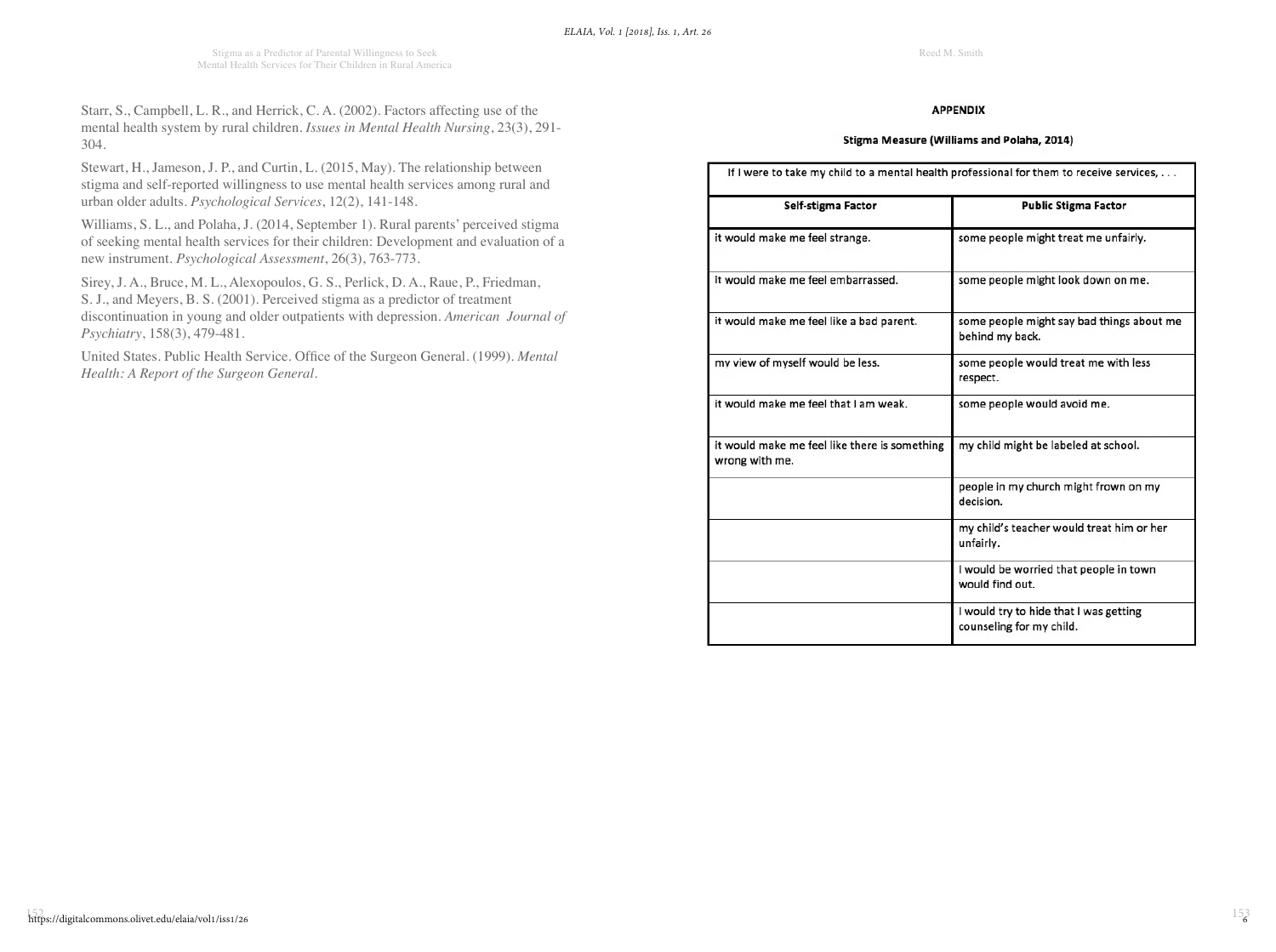Starr, S., Campbell, L. R., and Herrick, C. A. (2002). Factors affecting use of the mental health system by rural children. *Issues in Mental Health Nursing*, 23(3), 291-304.

Stewart, H., Jameson, J. P., and Curtin, L. (2015, May). The relationship between stigma and self-reported willingness to use mental health services among rural and urban older adults. *Psychological Services*, 12(2), 141-148.

Williams, S. L., and Polaha, J. (2014, September 1). Rural parents' perceived stigma of seeking mental health services for their children: Development and evaluation of a new instrument. *Psychological Assessment*, 26(3), 763-773.

Sirey, J. A., Bruce, M. L., Alexopoulos, G. S., Perlick, D. A., Raue, P., Friedman, S. J., and Meyers, B. S. (2001). Perceived stigma as a predictor of treatment discontinuation in young and older outpatients with depression. *American Journal of Psychiatry*, 158(3), 479-481.

United States. Public Health Service. Office of the Surgeon General. (1999). *Mental Health: A Report of the Surgeon General*.

## APPENDIX

### Stigma Measure (Williams and Polaha, 2014)

| If I were to take my child to a mental health professional for them to receive services, . . . | |
|---|---|
| **Self-stigma Factor** | **Public Stigma Factor** |
| it would make me feel strange. | some people might treat me unfairly. |
| it would make me feel embarrassed. | some people might look down on me. |
| it would make me feel like a bad parent. | some people might say bad things about me behind my back. |
| my view of myself would be less. | some people would treat me with less respect. |
| it would make me feel that I am weak. | some people would avoid me. |
| it would make me feel like there is something wrong with me. | my child might be labeled at school. |
| | people in my church might frown on my decision. |
| | my child's teacher would treat him or her unfairly. |
| | I would be worried that people in town would find out. |
| | I would try to hide that I was getting counseling for my child. |